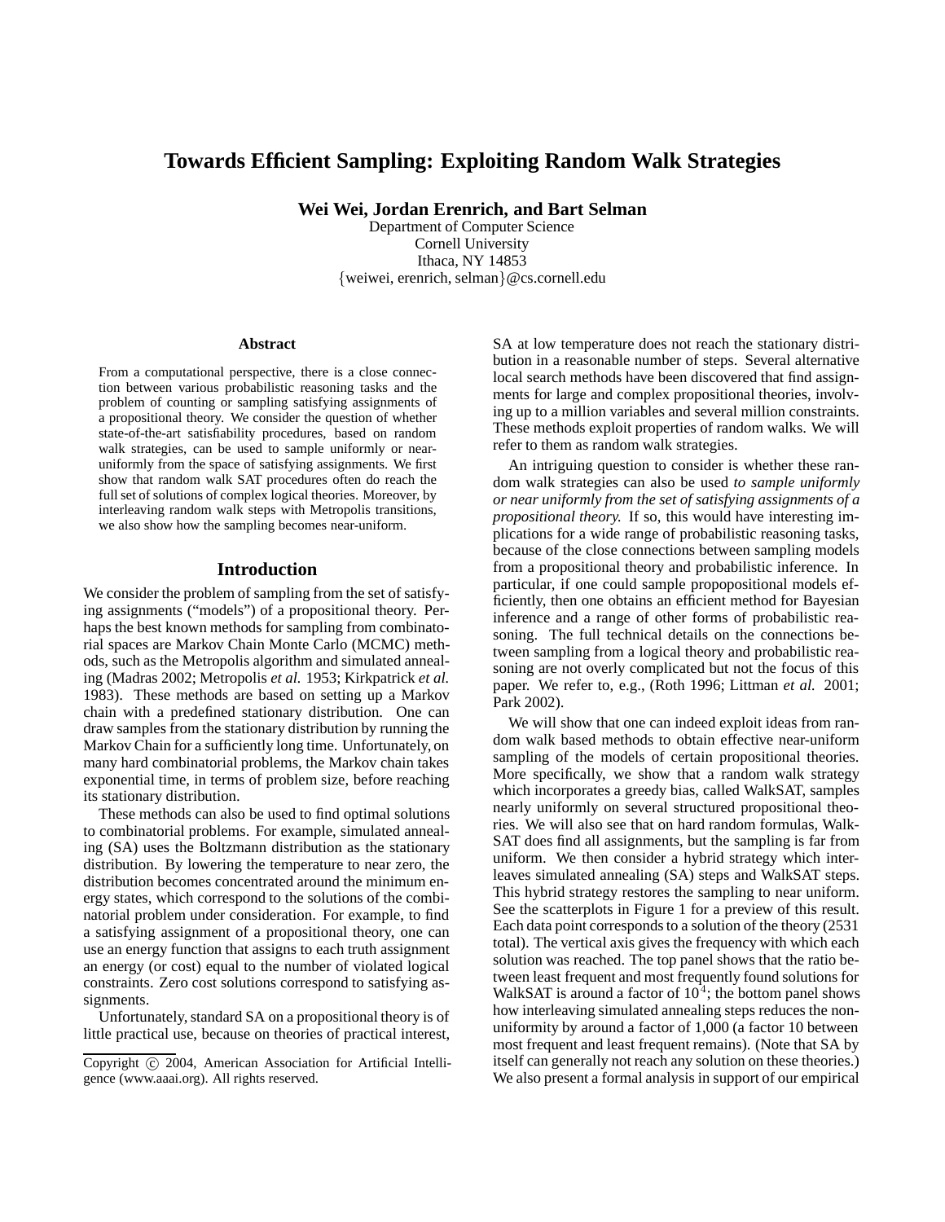# Towards Efficient Sampling: Exploiting Random Walk Strategies

**Wei Wei, Jordan Erenrich, and Bart Selman**

Department of Computer Science
Cornell University
Ithaca, NY 14853
{weiwei, erenrich, selman}@cs.cornell.edu

### Abstract

From a computational perspective, there is a close connection between various probabilistic reasoning tasks and the problem of counting or sampling satisfying assignments of a propositional theory. We consider the question of whether state-of-the-art satisfiability procedures, based on random walk strategies, can be used to sample uniformly or near-uniformly from the space of satisfying assignments. We first show that random walk SAT procedures often do reach the full set of solutions of complex logical theories. Moreover, by interleaving random walk steps with Metropolis transitions, we also show how the sampling becomes near-uniform.

## Introduction

We consider the problem of sampling from the set of satisfying assignments ("models") of a propositional theory. Perhaps the best known methods for sampling from combinatorial spaces are Markov Chain Monte Carlo (MCMC) methods, such as the Metropolis algorithm and simulated annealing (Madras 2002; Metropolis *et al.* 1953; Kirkpatrick *et al.* 1983). These methods are based on setting up a Markov chain with a predefined stationary distribution. One can draw samples from the stationary distribution by running the Markov Chain for a sufficiently long time. Unfortunately, on many hard combinatorial problems, the Markov chain takes exponential time, in terms of problem size, before reaching its stationary distribution.

These methods can also be used to find optimal solutions to combinatorial problems. For example, simulated annealing (SA) uses the Boltzmann distribution as the stationary distribution. By lowering the temperature to near zero, the distribution becomes concentrated around the minimum energy states, which correspond to the solutions of the combinatorial problem under consideration. For example, to find a satisfying assignment of a propositional theory, one can use an energy function that assigns to each truth assignment an energy (or cost) equal to the number of violated logical constraints. Zero cost solutions correspond to satisfying assignments.

Unfortunately, standard SA on a propositional theory is of little practical use, because on theories of practical interest, SA at low temperature does not reach the stationary distribution in a reasonable number of steps. Several alternative local search methods have been discovered that find assignments for large and complex propositional theories, involving up to a million variables and several million constraints. These methods exploit properties of random walks. We will refer to them as random walk strategies.

An intriguing question to consider is whether these random walk strategies can also be used *to sample uniformly or near uniformly from the set of satisfying assignments of a propositional theory.* If so, this would have interesting implications for a wide range of probabilistic reasoning tasks, because of the close connections between sampling models from a propositional theory and probabilistic inference. In particular, if one could sample propopositional models efficiently, then one obtains an efficient method for Bayesian inference and a range of other forms of probabilistic reasoning. The full technical details on the connections between sampling from a logical theory and probabilistic reasoning are not overly complicated but not the focus of this paper. We refer to, e.g., (Roth 1996; Littman *et al.* 2001; Park 2002).

We will show that one can indeed exploit ideas from random walk based methods to obtain effective near-uniform sampling of the models of certain propositional theories. More specifically, we show that a random walk strategy which incorporates a greedy bias, called WalkSAT, samples nearly uniformly on several structured propositional theories. We will also see that on hard random formulas, WalkSAT does find all assignments, but the sampling is far from uniform. We then consider a hybrid strategy which interleaves simulated annealing (SA) steps and WalkSAT steps. This hybrid strategy restores the sampling to near uniform. See the scatterplots in Figure 1 for a preview of this result. Each data point corresponds to a solution of the theory (2531 total). The vertical axis gives the frequency with which each solution was reached. The top panel shows that the ratio between least frequent and most frequently found solutions for WalkSAT is around a factor of $10^4$; the bottom panel shows how interleaving simulated annealing steps reduces the non-uniformity by around a factor of 1,000 (a factor 10 between most frequent and least frequent remains). (Note that SA by itself can generally not reach any solution on these theories.) We also present a formal analysis in support of our empirical

Copyright © 2004, American Association for Artificial Intelligence (www.aaai.org). All rights reserved.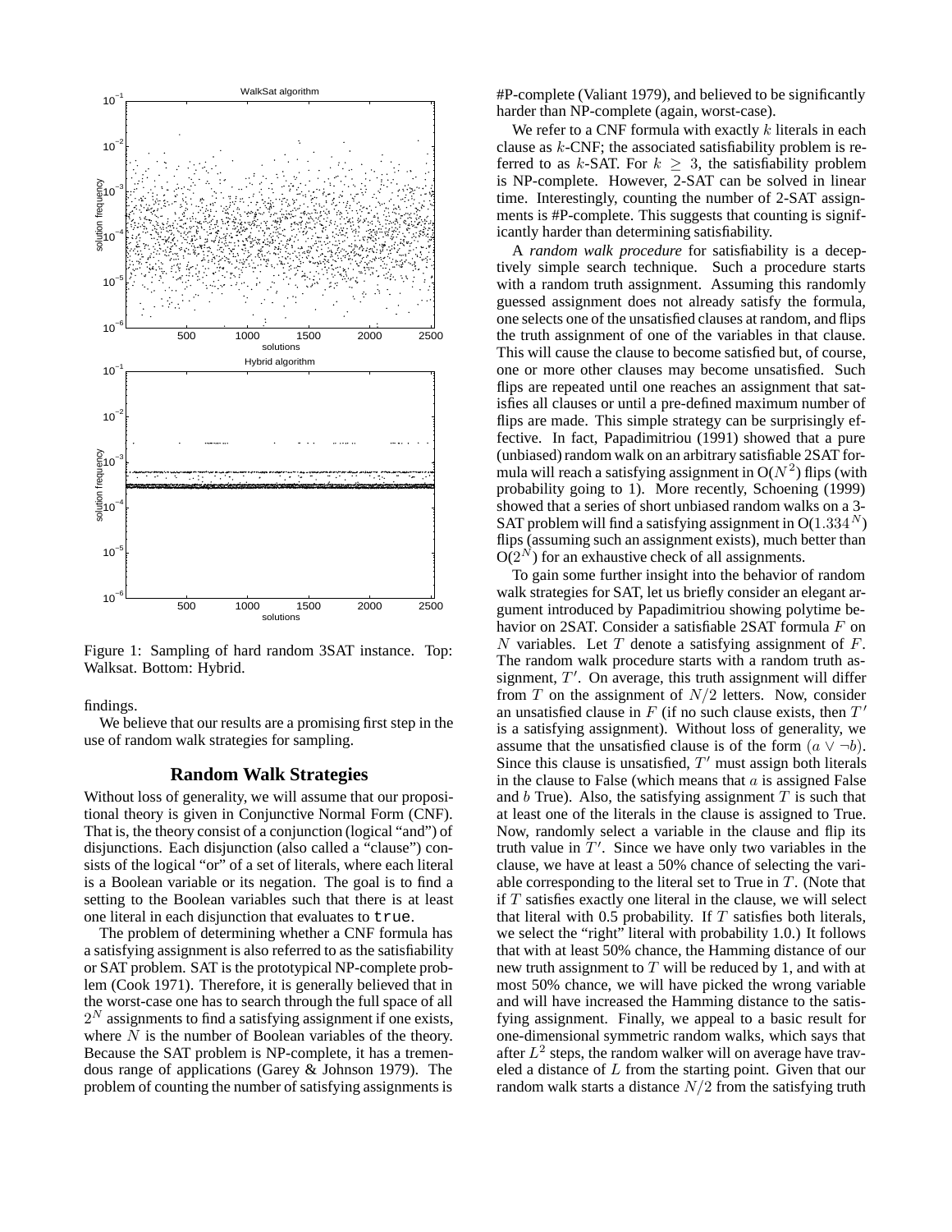Figure 1: Sampling of hard random 3SAT instance. Top: Walksat. Bottom: Hybrid.

findings.

We believe that our results are a promising first step in the use of random walk strategies for sampling.

## Random Walk Strategies

Without loss of generality, we will assume that our propositional theory is given in Conjunctive Normal Form (CNF). That is, the theory consist of a conjunction (logical "and") of disjunctions. Each disjunction (also called a "clause") consists of the logical "or" of a set of literals, where each literal is a Boolean variable or its negation. The goal is to find a setting to the Boolean variables such that there is at least one literal in each disjunction that evaluates to `true`.

The problem of determining whether a CNF formula has a satisfying assignment is also referred to as the satisfiability or SAT problem. SAT is the prototypical NP-complete problem (Cook 1971). Therefore, it is generally believed that in the worst-case one has to search through the full space of all $2^N$ assignments to find a satisfying assignment if one exists, where $N$ is the number of Boolean variables of the theory. Because the SAT problem is NP-complete, it has a tremendous range of applications (Garey & Johnson 1979). The problem of counting the number of satisfying assignments is #P-complete (Valiant 1979), and believed to be significantly harder than NP-complete (again, worst-case).

We refer to a CNF formula with exactly $k$ literals in each clause as $k$-CNF; the associated satisfiability problem is referred to as $k$-SAT. For $k \geq 3$, the satisfiability problem is NP-complete. However, 2-SAT can be solved in linear time. Interestingly, counting the number of 2-SAT assignments is #P-complete. This suggests that counting is significantly harder than determining satisfiability.

A *random walk procedure* for satisfiability is a deceptively simple search technique. Such a procedure starts with a random truth assignment. Assuming this randomly guessed assignment does not already satisfy the formula, one selects one of the unsatisfied clauses at random, and flips the truth assignment of one of the variables in that clause. This will cause the clause to become satisfied but, of course, one or more other clauses may become unsatisfied. Such flips are repeated until one reaches an assignment that satisfies all clauses or until a pre-defined maximum number of flips are made. This simple strategy can be surprisingly effective. In fact, Papadimitriou (1991) showed that a pure (unbiased) random walk on an arbitrary satisfiable 2SAT formula will reach a satisfying assignment in $O(N^2)$ flips (with probability going to 1). More recently, Schoening (1999) showed that a series of short unbiased random walks on a 3-SAT problem will find a satisfying assignment in $O(1.334^N)$ flips (assuming such an assignment exists), much better than $O(2^N)$ for an exhaustive check of all assignments.

To gain some further insight into the behavior of random walk strategies for SAT, let us briefly consider an elegant argument introduced by Papadimitriou showing polytime behavior on 2SAT. Consider a satisfiable 2SAT formula $F$ on $N$ variables. Let $T$ denote a satisfying assignment of $F$. The random walk procedure starts with a random truth assignment, $T'$. On average, this truth assignment will differ from $T$ on the assignment of $N/2$ letters. Now, consider an unsatisfied clause in $F$ (if no such clause exists, then $T'$ is a satisfying assignment). Without loss of generality, we assume that the unsatisfied clause is of the form $(a \vee \neg b)$. Since this clause is unsatisfied, $T'$ must assign both literals in the clause to False (which means that $a$ is assigned False and $b$ True). Also, the satisfying assignment $T$ is such that at least one of the literals in the clause is assigned to True. Now, randomly select a variable in the clause and flip its truth value in $T'$. Since we have only two variables in the clause, we have at least a 50% chance of selecting the variable corresponding to the literal set to True in $T$. (Note that if $T$ satisfies exactly one literal in the clause, we will select that literal with 0.5 probability. If $T$ satisfies both literals, we select the "right" literal with probability 1.0.) It follows that with at least 50% chance, the Hamming distance of our new truth assignment to $T$ will be reduced by 1, and with at most 50% chance, we will have picked the wrong variable and will have increased the Hamming distance to the satisfying assignment. Finally, we appeal to a basic result for one-dimensional symmetric random walks, which says that after $L^2$ steps, the random walker will on average have traveled a distance of $L$ from the starting point. Given that our random walk starts a distance $N/2$ from the satisfying truth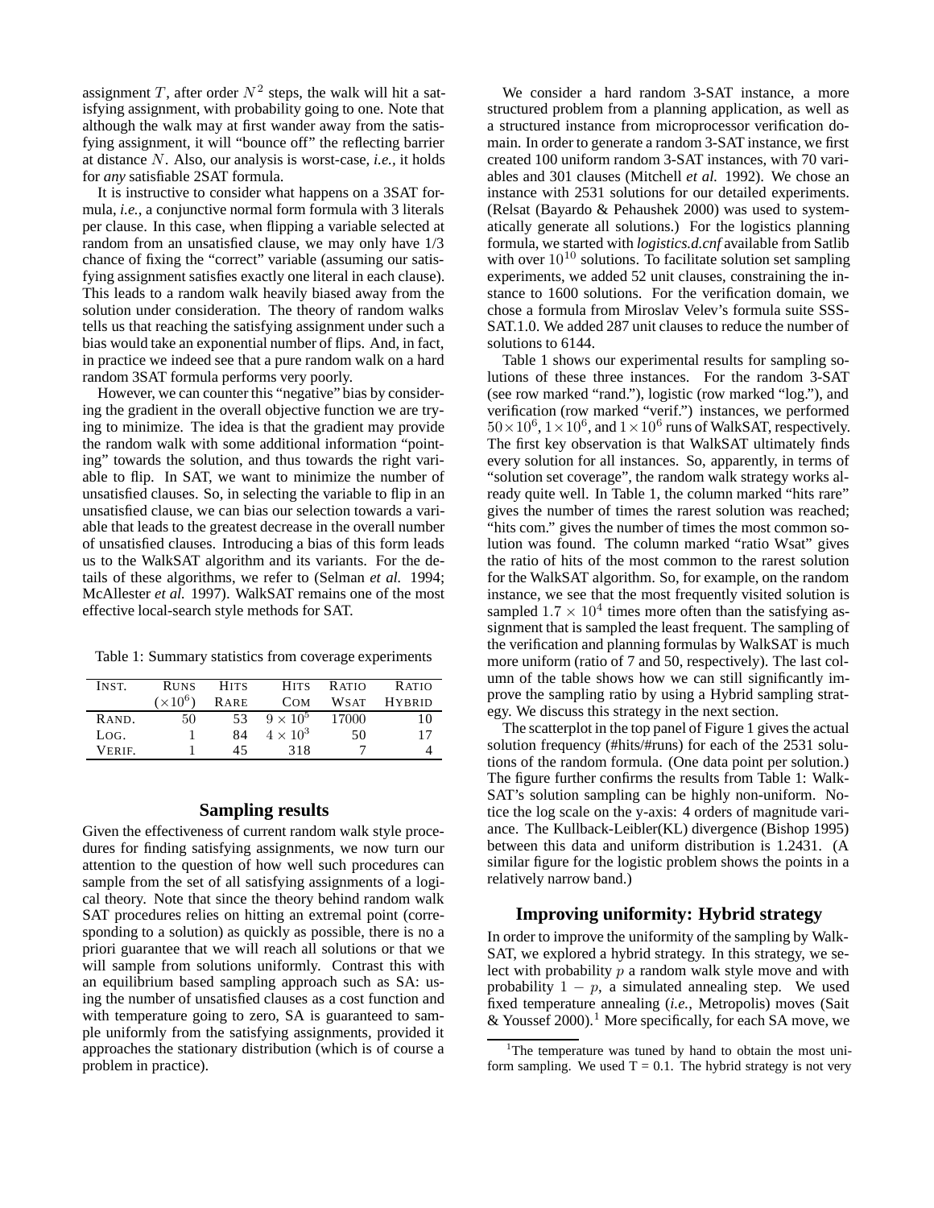assignment $T$, after order $N^2$ steps, the walk will hit a satisfying assignment, with probability going to one. Note that although the walk may at first wander away from the satisfying assignment, it will "bounce off" the reflecting barrier at distance $N$. Also, our analysis is worst-case, *i.e.*, it holds for *any* satisfiable 2SAT formula.

It is instructive to consider what happens on a 3SAT formula, *i.e.*, a conjunctive normal form formula with 3 literals per clause. In this case, when flipping a variable selected at random from an unsatisfied clause, we may only have 1/3 chance of fixing the "correct" variable (assuming our satisfying assignment satisfies exactly one literal in each clause). This leads to a random walk heavily biased away from the solution under consideration. The theory of random walks tells us that reaching the satisfying assignment under such a bias would take an exponential number of flips. And, in fact, in practice we indeed see that a pure random walk on a hard random 3SAT formula performs very poorly.

However, we can counter this "negative" bias by considering the gradient in the overall objective function we are trying to minimize. The idea is that the gradient may provide the random walk with some additional information "pointing" towards the solution, and thus towards the right variable to flip. In SAT, we want to minimize the number of unsatisfied clauses. So, in selecting the variable to flip in an unsatisfied clause, we can bias our selection towards a variable that leads to the greatest decrease in the overall number of unsatisfied clauses. Introducing a bias of this form leads us to the WalkSAT algorithm and its variants. For the details of these algorithms, we refer to (Selman *et al.* 1994; McAllester *et al.* 1997). WalkSAT remains one of the most effective local-search style methods for SAT.

Table 1: Summary statistics from coverage experiments

| INST. | RUNS ($\times 10^6$) | HITS RARE | HITS COM | RATIO WSAT | RATIO HYBRID |
|---|---|---|---|---|---|
| RAND. | 50 | 53 | $9 \times 10^5$ | 17000 | 10 |
| LOG. | 1 | 84 | $4 \times 10^3$ | 50 | 17 |
| VERIF. | 1 | 45 | 318 | 7 | 4 |

## Sampling results

Given the effectiveness of current random walk style procedures for finding satisfying assignments, we now turn our attention to the question of how well such procedures can sample from the set of all satisfying assignments of a logical theory. Note that since the theory behind random walk SAT procedures relies on hitting an extremal point (corresponding to a solution) as quickly as possible, there is no a priori guarantee that we will reach all solutions or that we will sample from solutions uniformly. Contrast this with an equilibrium based sampling approach such as SA: using the number of unsatisfied clauses as a cost function and with temperature going to zero, SA is guaranteed to sample uniformly from the satisfying assignments, provided it approaches the stationary distribution (which is of course a problem in practice).

We consider a hard random 3-SAT instance, a more structured problem from a planning application, as well as a structured instance from microprocessor verification domain. In order to generate a random 3-SAT instance, we first created 100 uniform random 3-SAT instances, with 70 variables and 301 clauses (Mitchell *et al.* 1992). We chose an instance with 2531 solutions for our detailed experiments. (Relsat (Bayardo & Pehaushek 2000) was used to systematically generate all solutions.) For the logistics planning formula, we started with *logistics.d.cnf* available from Satlib with over $10^{10}$ solutions. To facilitate solution set sampling experiments, we added 52 unit clauses, constraining the instance to 1600 solutions. For the verification domain, we chose a formula from Miroslav Velev's formula suite SSS-SAT.1.0. We added 287 unit clauses to reduce the number of solutions to 6144.

Table 1 shows our experimental results for sampling solutions of these three instances. For the random 3-SAT (see row marked "rand."), logistic (row marked "log."), and verification (row marked "verif.") instances, we performed $50\times10^6$, $1\times10^6$, and $1\times10^6$ runs of WalkSAT, respectively. The first key observation is that WalkSAT ultimately finds every solution for all instances. So, apparently, in terms of "solution set coverage", the random walk strategy works already quite well. In Table 1, the column marked "hits rare" gives the number of times the rarest solution was reached; "hits com." gives the number of times the most common solution was found. The column marked "ratio Wsat" gives the ratio of hits of the most common to the rarest solution for the WalkSAT algorithm. So, for example, on the random instance, we see that the most frequently visited solution is sampled $1.7 \times 10^4$ times more often than the satisfying assignment that is sampled the least frequent. The sampling of the verification and planning formulas by WalkSAT is much more uniform (ratio of 7 and 50, respectively). The last column of the table shows how we can still significantly improve the sampling ratio by using a Hybrid sampling strategy. We discuss this strategy in the next section.

The scatterplot in the top panel of Figure 1 gives the actual solution frequency (#hits/#runs) for each of the 2531 solutions of the random formula. (One data point per solution.) The figure further confirms the results from Table 1: WalkSAT's solution sampling can be highly non-uniform. Notice the log scale on the y-axis: 4 orders of magnitude variance. The Kullback-Leibler(KL) divergence (Bishop 1995) between this data and uniform distribution is 1.2431. (A similar figure for the logistic problem shows the points in a relatively narrow band.)

## Improving uniformity: Hybrid strategy

In order to improve the uniformity of the sampling by WalkSAT, we explored a hybrid strategy. In this strategy, we select with probability $p$ a random walk style move and with probability $1 - p$, a simulated annealing step. We used fixed temperature annealing (*i.e.*, Metropolis) moves (Sait & Youssef 2000).[1] More specifically, for each SA move, we

[1] The temperature was tuned by hand to obtain the most uniform sampling. We used T = 0.1. The hybrid strategy is not very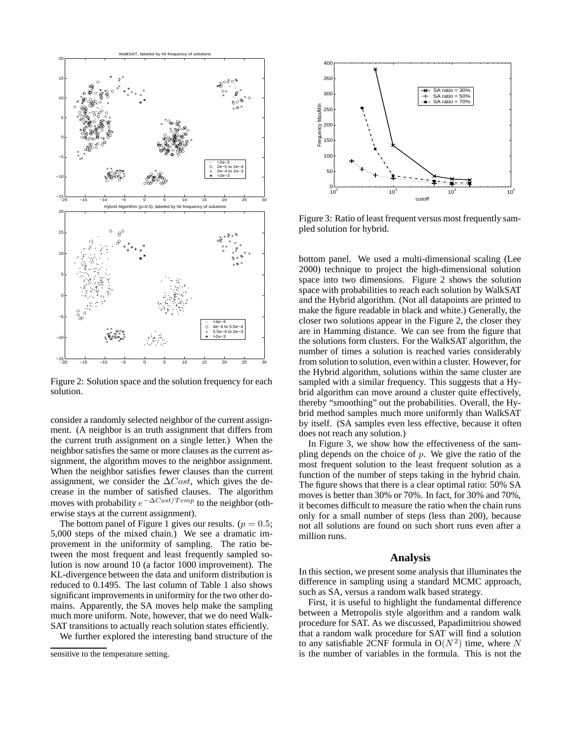Figure 2: Solution space and the solution frequency for each solution.

consider a randomly selected neighbor of the current assignment. (A neighbor is an truth assignment that differs from the current truth assignment on a single letter.) When the neighbor satisfies the same or more clauses as the current assignment, the algorithm moves to the neighbor assignment. When the neighbor satisfies fewer clauses than the current assignment, we consider the $\Delta Cost$, which gives the decrease in the number of satisfied clauses. The algorithm moves with probability $e^{-\Delta Cost/Temp}$ to the neighbor (otherwise stays at the current assignment).

The bottom panel of Figure 1 gives our results. ($p = 0.5$; 5,000 steps of the mixed chain.) We see a dramatic improvement in the uniformity of sampling. The ratio between the most frequent and least frequently sampled solution is now around 10 (a factor 1000 improvement). The KL-divergence between the data and uniform distribution is reduced to 0.1495. The last column of Table 1 also shows significant improvements in uniformity for the two other domains. Apparently, the SA moves help make the sampling much more uniform. Note, however, that we do need WalkSAT transitions to actually reach solution states efficiently.

We further explored the interesting band structure of the bottom panel. We used a multi-dimensional scaling (Lee 2000) technique to project the high-dimensional solution space into two dimensions. Figure 2 shows the solution space with probabilities to reach each solution by WalkSAT and the Hybrid algorithm. (Not all datapoints are printed to make the figure readable in black and white.) Generally, the closer two solutions appear in the Figure 2, the closer they are in Hamming distance. We can see from the figure that the solutions form clusters. For the WalkSAT algorithm, the number of times a solution is reached varies considerably from solution to solution, even within a cluster. However, for the Hybrid algorithm, solutions within the same cluster are sampled with a similar frequency. This suggests that a Hybrid algorithm can move around a cluster quite effectively, thereby "smoothing" out the probabilities. Overall, the Hybrid method samples much more uniformly than WalkSAT by itself. (SA samples even less effective, because it often does not reach any solution.)

Figure 3: Ratio of least frequent versus most frequently sampled solution for hybrid.

In Figure 3, we show how the effectiveness of the sampling depends on the choice of $p$. We give the ratio of the most frequent solution to the least frequent solution as a function of the number of steps taking in the hybrid chain. The figure shows that there is a clear optimal ratio: 50% SA moves is better than 30% or 70%. In fact, for 30% and 70%, it becomes difficult to measure the ratio when the chain runs only for a small number of steps (less than 200), because not all solutions are found on such short runs even after a million runs.

## Analysis

In this section, we present some analysis that illuminates the difference in sampling using a standard MCMC approach, such as SA, versus a random walk based strategy.

First, it is useful to highlight the fundamental difference between a Metropolis style algorithm and a random walk procedure for SAT. As we discussed, Papadimitriou showed that a random walk procedure for SAT will find a solution to any satisfiable 2CNF formula in $O(N^2)$ time, where $N$ is the number of variables in the formula. This is not the

---

sensitive to the temperature setting.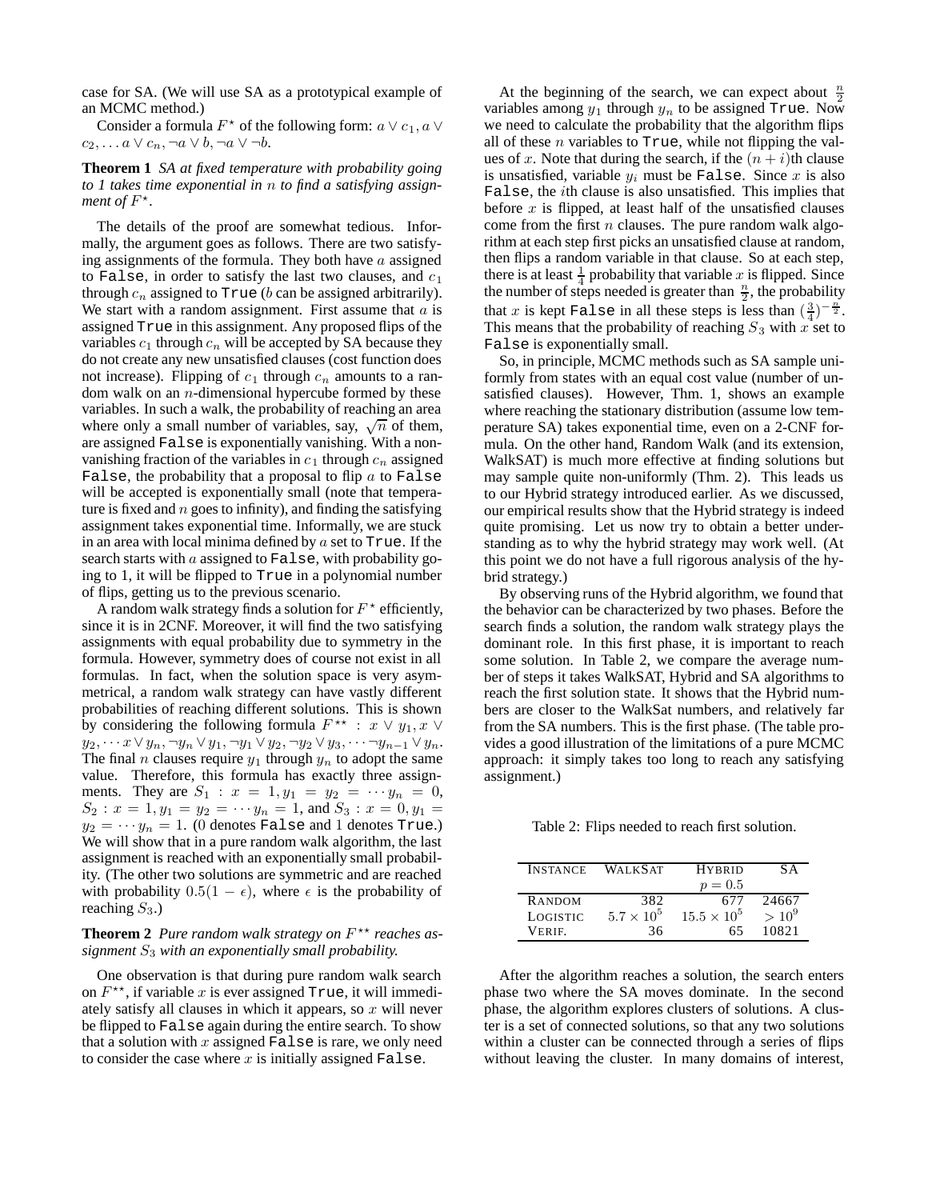case for SA. (We will use SA as a prototypical example of an MCMC method.)

Consider a formula $F^\star$ of the following form: $a \vee c_1, a \vee c_2, \ldots a \vee c_n, \neg a \vee b, \neg a \vee \neg b$.

**Theorem 1** *SA at fixed temperature with probability going to 1 takes time exponential in $n$ to find a satisfying assignment of $F^\star$.*

The details of the proof are somewhat tedious. Informally, the argument goes as follows. There are two satisfying assignments of the formula. They both have $a$ assigned to `False`, in order to satisfy the last two clauses, and $c_1$ through $c_n$ assigned to `True` ($b$ can be assigned arbitrarily). We start with a random assignment. First assume that $a$ is assigned `True` in this assignment. Any proposed flips of the variables $c_1$ through $c_n$ will be accepted by SA because they do not create any new unsatisfied clauses (cost function does not increase). Flipping of $c_1$ through $c_n$ amounts to a random walk on an $n$-dimensional hypercube formed by these variables. In such a walk, the probability of reaching an area where only a small number of variables, say, $\sqrt{n}$ of them, are assigned `False` is exponentially vanishing. With a non-vanishing fraction of the variables in $c_1$ through $c_n$ assigned `False`, the probability that a proposal to flip $a$ to `False` will be accepted is exponentially small (note that temperature is fixed and $n$ goes to infinity), and finding the satisfying assignment takes exponential time. Informally, we are stuck in an area with local minima defined by $a$ set to `True`. If the search starts with $a$ assigned to `False`, with probability going to 1, it will be flipped to `True` in a polynomial number of flips, getting us to the previous scenario.

A random walk strategy finds a solution for $F^\star$ efficiently, since it is in 2CNF. Moreover, it will find the two satisfying assignments with equal probability due to symmetry in the formula. However, symmetry does of course not exist in all formulas. In fact, when the solution space is very asymmetrical, a random walk strategy can have vastly different probabilities of reaching different solutions. This is shown by considering the following formula $F^{\star\star}$ : $x \vee y_1, x \vee y_2, \cdots x \vee y_n, \neg y_n \vee y_1, \neg y_1 \vee y_2, \neg y_2 \vee y_3, \cdots \neg y_{n-1} \vee y_n$. The final $n$ clauses require $y_1$ through $y_n$ to adopt the same value. Therefore, this formula has exactly three assignments. They are $S_1 : x = 1, y_1 = y_2 = \cdots y_n = 0$, $S_2 : x = 1, y_1 = y_2 = \cdots y_n = 1$, and $S_3 : x = 0, y_1 = y_2 = \cdots y_n = 1$. (0 denotes `False` and 1 denotes `True`.) We will show that in a pure random walk algorithm, the last assignment is reached with an exponentially small probability. (The other two solutions are symmetric and are reached with probability $0.5(1 - \epsilon)$, where $\epsilon$ is the probability of reaching $S_3$.)

**Theorem 2** *Pure random walk strategy on $F^{\star\star}$ reaches assignment $S_3$ with an exponentially small probability.*

One observation is that during pure random walk search on $F^{\star\star}$, if variable $x$ is ever assigned `True`, it will immediately satisfy all clauses in which it appears, so $x$ will never be flipped to `False` again during the entire search. To show that a solution with $x$ assigned `False` is rare, we only need to consider the case where $x$ is initially assigned `False`.

At the beginning of the search, we can expect about $\frac{n}{2}$ variables among $y_1$ through $y_n$ to be assigned `True`. Now we need to calculate the probability that the algorithm flips all of these $n$ variables to `True`, while not flipping the values of $x$. Note that during the search, if the $(n + i)$th clause is unsatisfied, variable $y_i$ must be `False`. Since $x$ is also `False`, the $i$th clause is also unsatisfied. This implies that before $x$ is flipped, at least half of the unsatisfied clauses come from the first $n$ clauses. The pure random walk algorithm at each step first picks an unsatisfied clause at random, then flips a random variable in that clause. So at each step, there is at least $\frac{1}{4}$ probability that variable $x$ is flipped. Since the number of steps needed is greater than $\frac{n}{2}$, the probability that $x$ is kept `False` in all these steps is less than $(\frac{3}{4})^{-\frac{n}{2}}$. This means that the probability of reaching $S_3$ with $x$ set to `False` is exponentially small.

So, in principle, MCMC methods such as SA sample uniformly from states with an equal cost value (number of unsatisfied clauses). However, Thm. 1, shows an example where reaching the stationary distribution (assume low temperature SA) takes exponential time, even on a 2-CNF formula. On the other hand, Random Walk (and its extension, WalkSAT) is much more effective at finding solutions but may sample quite non-uniformly (Thm. 2). This leads us to our Hybrid strategy introduced earlier. As we discussed, our empirical results show that the Hybrid strategy is indeed quite promising. Let us now try to obtain a better understanding as to why the hybrid strategy may work well. (At this point we do not have a full rigorous analysis of the hybrid strategy.)

By observing runs of the Hybrid algorithm, we found that the behavior can be characterized by two phases. Before the search finds a solution, the random walk strategy plays the dominant role. In this first phase, it is important to reach some solution. In Table 2, we compare the average number of steps it takes WalkSAT, Hybrid and SA algorithms to reach the first solution state. It shows that the Hybrid numbers are closer to the WalkSat numbers, and relatively far from the SA numbers. This is the first phase. (The table provides a good illustration of the limitations of a pure MCMC approach: it simply takes too long to reach any satisfying assignment.)

Table 2: Flips needed to reach first solution.

| INSTANCE | WALKSAT | HYBRID $p = 0.5$ | SA |
|---|---|---|---|
| RANDOM | 382 | 677 | 24667 |
| LOGISTIC | $5.7 \times 10^5$ | $15.5 \times 10^5$ | $> 10^9$ |
| VERIF. | 36 | 65 | 10821 |

After the algorithm reaches a solution, the search enters phase two where the SA moves dominate. In the second phase, the algorithm explores clusters of solutions. A cluster is a set of connected solutions, so that any two solutions within a cluster can be connected through a series of flips without leaving the cluster. In many domains of interest,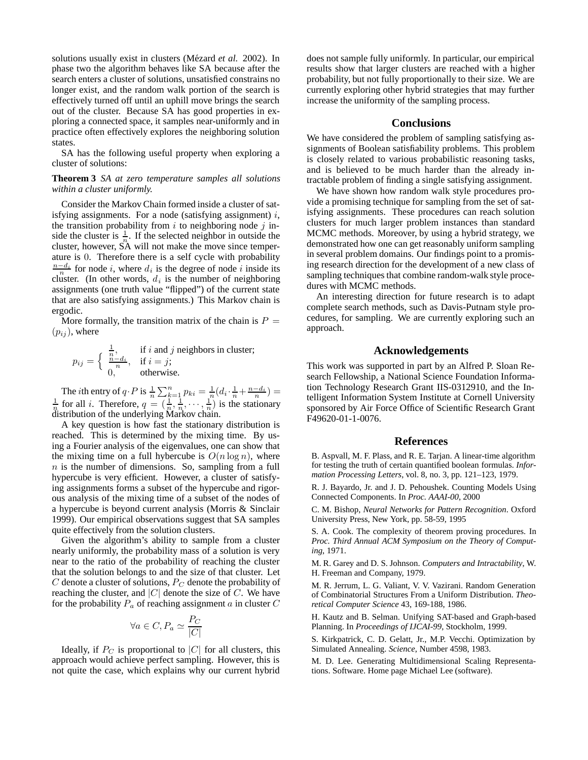solutions usually exist in clusters (Mézard *et al.* 2002). In phase two the algorithm behaves like SA because after the search enters a cluster of solutions, unsatisfied constrains no longer exist, and the random walk portion of the search is effectively turned off until an uphill move brings the search out of the cluster. Because SA has good properties in exploring a connected space, it samples near-uniformly and in practice often effectively explores the neighboring solution states.

SA has the following useful property when exploring a cluster of solutions:

**Theorem 3** *SA at zero temperature samples all solutions within a cluster uniformly.*

Consider the Markov Chain formed inside a cluster of satisfying assignments. For a node (satisfying assignment) $i$, the transition probability from $i$ to neighboring node $j$ inside the cluster is $\frac{1}{n}$. If the selected neighbor in outside the cluster, however, SA will not make the move since temperature is 0. Therefore there is a self cycle with probability $\frac{n-d_i}{n}$ for node $i$, where $d_i$ is the degree of node $i$ inside its cluster. (In other words, $d_i$ is the number of neighboring assignments (one truth value "flipped") of the current state that are also satisfying assignments.) This Markov chain is ergodic.

More formally, the transition matrix of the chain is $P = (p_{ij})$, where

$$p_{ij} = \begin{cases} \frac{1}{n}, & \text{if } i \text{ and } j \text{ neighbors in cluster;} \\ \frac{n-d_i}{n}, & \text{if } i = j; \\ 0, & \text{otherwise.} \end{cases}$$

The $i$th entry of $q \cdot P$ is $\frac{1}{n}\sum_{k=1}^{n} p_{ki} = \frac{1}{n}(d_i \cdot \frac{1}{n} + \frac{n-d_i}{n}) = \frac{1}{n}$ for all $i$. Therefore, $q = (\frac{1}{n}, \frac{1}{n}, \cdots, \frac{1}{n})$ is the stationary distribution of the underlying Markov chain.

A key question is how fast the stationary distribution is reached. This is determined by the mixing time. By using a Fourier analysis of the eigenvalues, one can show that the mixing time on a full hybercube is $O(n \log n)$, where $n$ is the number of dimensions. So, sampling from a full hypercube is very efficient. However, a cluster of satisfying assignments forms a subset of the hypercube and rigorous analysis of the mixing time of a subset of the nodes of a hypercube is beyond current analysis (Morris & Sinclair 1999). Our empirical observations suggest that SA samples quite effectively from the solution clusters.

Given the algorithm's ability to sample from a cluster nearly uniformly, the probability mass of a solution is very near to the ratio of the probability of reaching the cluster that the solution belongs to and the size of that cluster. Let $C$ denote a cluster of solutions, $P_C$ denote the probability of reaching the cluster, and $|C|$ denote the size of $C$. We have for the probability $P_a$ of reaching assignment $a$ in cluster $C$

$$\forall a \in C, P_a \simeq \frac{P_C}{|C|}$$

Ideally, if $P_C$ is proportional to $|C|$ for all clusters, this approach would achieve perfect sampling. However, this is not quite the case, which explains why our current hybrid does not sample fully uniformly. In particular, our empirical results show that larger clusters are reached with a higher probability, but not fully proportionally to their size. We are currently exploring other hybrid strategies that may further increase the uniformity of the sampling process.

## Conclusions

We have considered the problem of sampling satisfying assignments of Boolean satisfiability problems. This problem is closely related to various probabilistic reasoning tasks, and is believed to be much harder than the already intractable problem of finding a single satisfying assignment.

We have shown how random walk style procedures provide a promising technique for sampling from the set of satisfying assignments. These procedures can reach solution clusters for much larger problem instances than standard MCMC methods. Moreover, by using a hybrid strategy, we demonstrated how one can get reasonably uniform sampling in several problem domains. Our findings point to a promising research direction for the development of a new class of sampling techniques that combine random-walk style procedures with MCMC methods.

An interesting direction for future research is to adapt complete search methods, such as Davis-Putnam style procedures, for sampling. We are currently exploring such an approach.

## Acknowledgements

This work was supported in part by an Alfred P. Sloan Research Fellowship, a National Science Foundation Information Technology Research Grant IIS-0312910, and the Intelligent Information System Institute at Cornell University sponsored by Air Force Office of Scientific Research Grant F49620-01-1-0076.

## References

B. Aspvall, M. F. Plass, and R. E. Tarjan. A linear-time algorithm for testing the truth of certain quantified boolean formulas. *Information Processing Letters*, vol. 8, no. 3, pp. 121–123, 1979.

R. J. Bayardo, Jr. and J. D. Pehoushek. Counting Models Using Connected Components. In *Proc. AAAI-00*, 2000

C. M. Bishop, *Neural Networks for Pattern Recognition*. Oxford University Press, New York, pp. 58-59, 1995

S. A. Cook. The complexity of theorem proving procedures. In *Proc. Third Annual ACM Symposium on the Theory of Computing*, 1971.

M. R. Garey and D. S. Johnson. *Computers and Intractability*, W. H. Freeman and Company, 1979.

M. R. Jerrum, L. G. Valiant, V. V. Vazirani. Random Generation of Combinatorial Structures From a Uniform Distribution. *Theoretical Computer Science* 43, 169-188, 1986.

H. Kautz and B. Selman. Unifying SAT-based and Graph-based Planning. In *Proceedings of IJCAI-99*, Stockholm, 1999.

S. Kirkpatrick, C. D. Gelatt, Jr., M.P. Vecchi. Optimization by Simulated Annealing. *Science*, Number 4598, 1983.

M. D. Lee. Generating Multidimensional Scaling Representations. Software. Home page Michael Lee (software).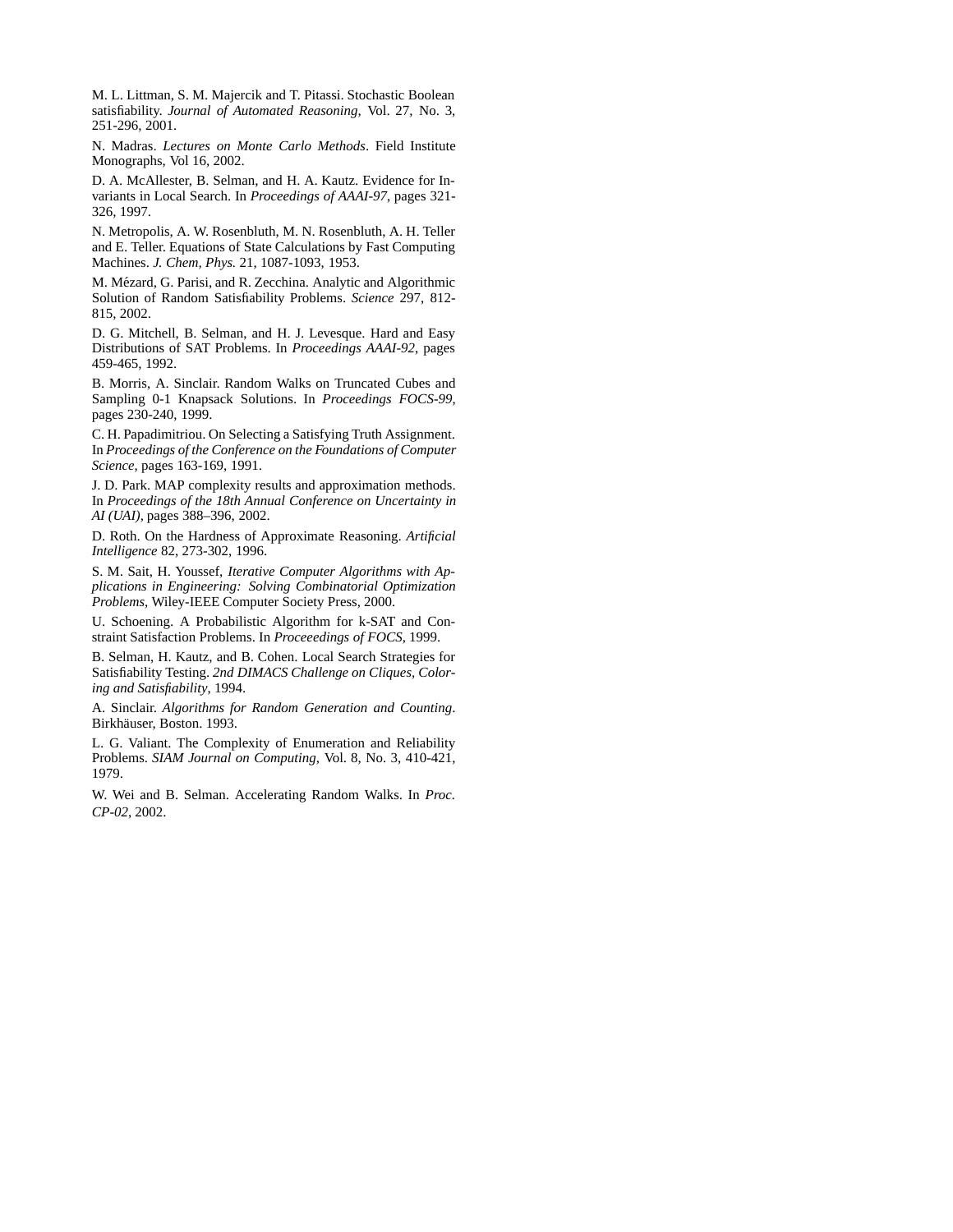M. L. Littman, S. M. Majercik and T. Pitassi. Stochastic Boolean satisfiability. *Journal of Automated Reasoning*, Vol. 27, No. 3, 251-296, 2001.

N. Madras. *Lectures on Monte Carlo Methods*. Field Institute Monographs, Vol 16, 2002.

D. A. McAllester, B. Selman, and H. A. Kautz. Evidence for Invariants in Local Search. In *Proceedings of AAAI-97*, pages 321-326, 1997.

N. Metropolis, A. W. Rosenbluth, M. N. Rosenbluth, A. H. Teller and E. Teller. Equations of State Calculations by Fast Computing Machines. *J. Chem, Phys.* 21, 1087-1093, 1953.

M. Mézard, G. Parisi, and R. Zecchina. Analytic and Algorithmic Solution of Random Satisfiability Problems. *Science* 297, 812-815, 2002.

D. G. Mitchell, B. Selman, and H. J. Levesque. Hard and Easy Distributions of SAT Problems. In *Proceedings AAAI-92*, pages 459-465, 1992.

B. Morris, A. Sinclair. Random Walks on Truncated Cubes and Sampling 0-1 Knapsack Solutions. In *Proceedings FOCS-99*, pages 230-240, 1999.

C. H. Papadimitriou. On Selecting a Satisfying Truth Assignment. In *Proceedings of the Conference on the Foundations of Computer Science*, pages 163-169, 1991.

J. D. Park. MAP complexity results and approximation methods. In *Proceedings of the 18th Annual Conference on Uncertainty in AI (UAI)*, pages 388–396, 2002.

D. Roth. On the Hardness of Approximate Reasoning. *Artificial Intelligence* 82, 273-302, 1996.

S. M. Sait, H. Youssef, *Iterative Computer Algorithms with Applications in Engineering: Solving Combinatorial Optimization Problems*, Wiley-IEEE Computer Society Press, 2000.

U. Schoening. A Probabilistic Algorithm for k-SAT and Constraint Satisfaction Problems. In *Proceeedings of FOCS*, 1999.

B. Selman, H. Kautz, and B. Cohen. Local Search Strategies for Satisfiability Testing. *2nd DIMACS Challenge on Cliques, Coloring and Satisfiability*, 1994.

A. Sinclair. *Algorithms for Random Generation and Counting*. Birkhäuser, Boston. 1993.

L. G. Valiant. The Complexity of Enumeration and Reliability Problems. *SIAM Journal on Computing*, Vol. 8, No. 3, 410-421, 1979.

W. Wei and B. Selman. Accelerating Random Walks. In *Proc. CP-02*, 2002.